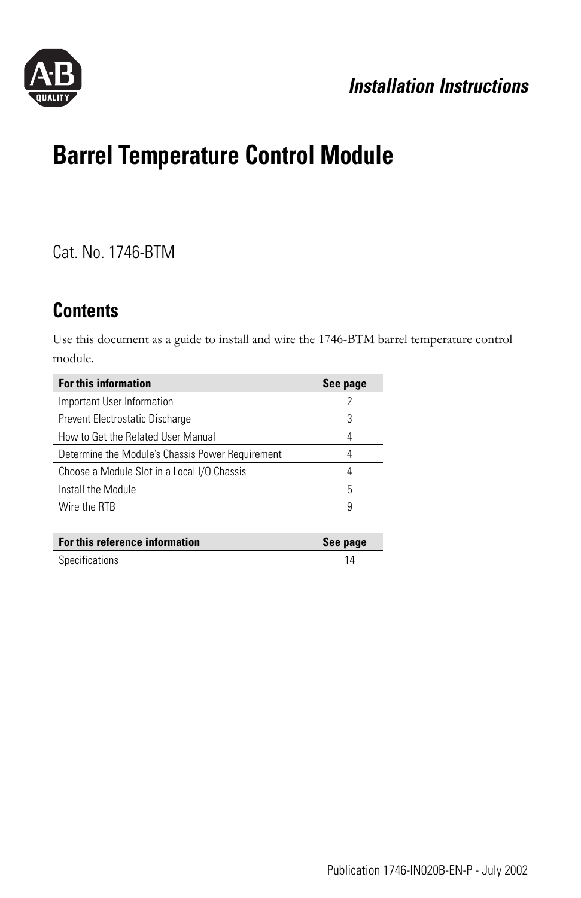*Installation Instructions*

# Barrel Temperature Control Module

Cat. No. 1746-BTM

## Contents

Use this document as a guide to install and wire the 1746-BTM barrel temperature control module.

| For this information | See page |
|---|---|
| Important User Information | 2 |
| Prevent Electrostatic Discharge | 3 |
| How to Get the Related User Manual | 4 |
| Determine the Module's Chassis Power Requirement | 4 |
| Choose a Module Slot in a Local I/O Chassis | 4 |
| Install the Module | 5 |
| Wire the RTB | 9 |

| For this reference information | See page |
|---|---|
| Specifications | 14 |

Publication 1746-IN020B-EN-P - July 2002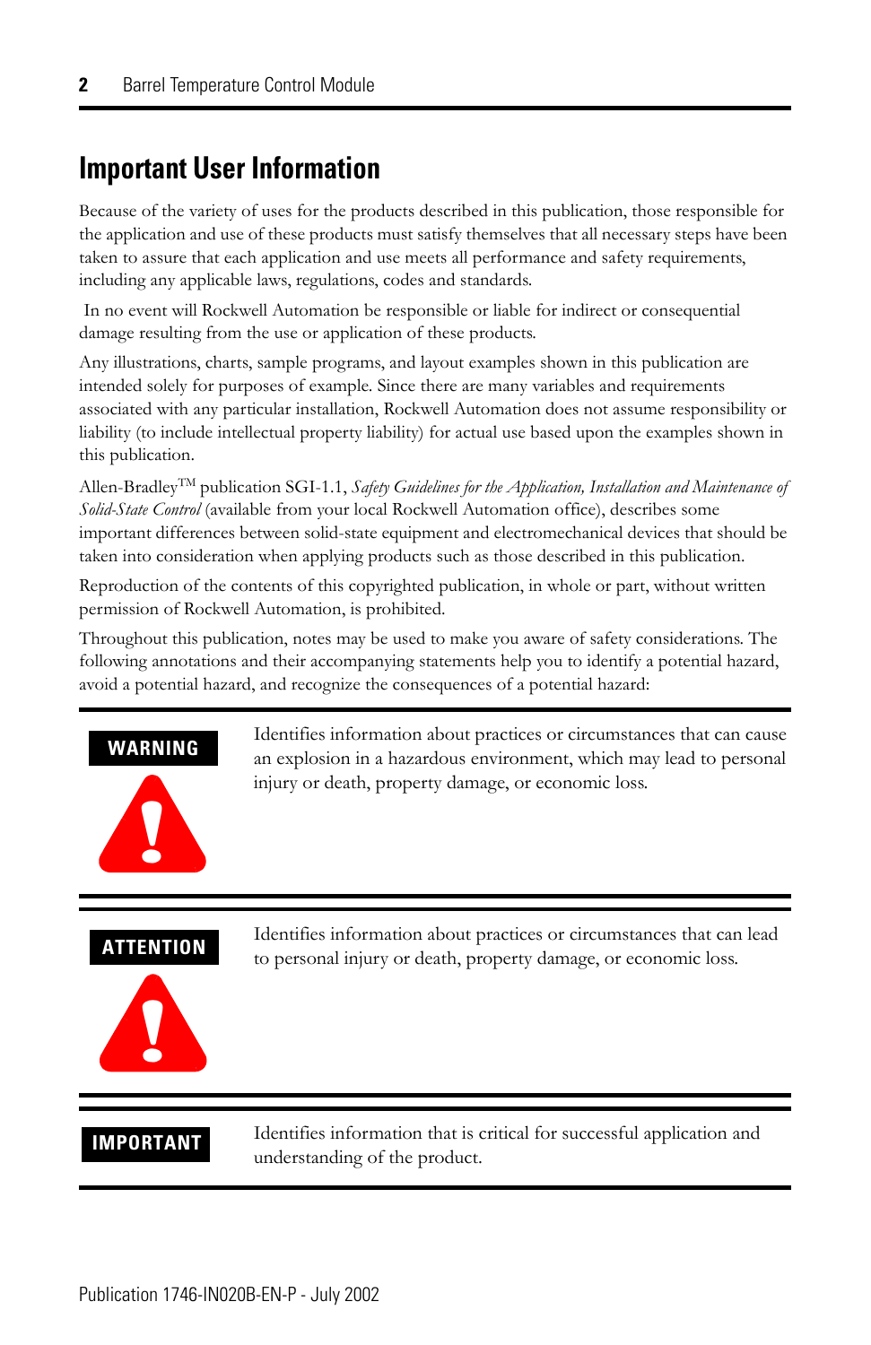# Important User Information

Because of the variety of uses for the products described in this publication, those responsible for the application and use of these products must satisfy themselves that all necessary steps have been taken to assure that each application and use meets all performance and safety requirements, including any applicable laws, regulations, codes and standards.

In no event will Rockwell Automation be responsible or liable for indirect or consequential damage resulting from the use or application of these products.

Any illustrations, charts, sample programs, and layout examples shown in this publication are intended solely for purposes of example. Since there are many variables and requirements associated with any particular installation, Rockwell Automation does not assume responsibility or liability (to include intellectual property liability) for actual use based upon the examples shown in this publication.

Allen-Bradley™ publication SGI-1.1, *Safety Guidelines for the Application, Installation and Maintenance of Solid-State Control* (available from your local Rockwell Automation office), describes some important differences between solid-state equipment and electromechanical devices that should be taken into consideration when applying products such as those described in this publication.

Reproduction of the contents of this copyrighted publication, in whole or part, without written permission of Rockwell Automation, is prohibited.

Throughout this publication, notes may be used to make you aware of safety considerations. The following annotations and their accompanying statements help you to identify a potential hazard, avoid a potential hazard, and recognize the consequences of a potential hazard:

| | |
|---|---|
| **WARNING** | Identifies information about practices or circumstances that can cause an explosion in a hazardous environment, which may lead to personal injury or death, property damage, or economic loss. |
| **ATTENTION** | Identifies information about practices or circumstances that can lead to personal injury or death, property damage, or economic loss. |
| **IMPORTANT** | Identifies information that is critical for successful application and understanding of the product. |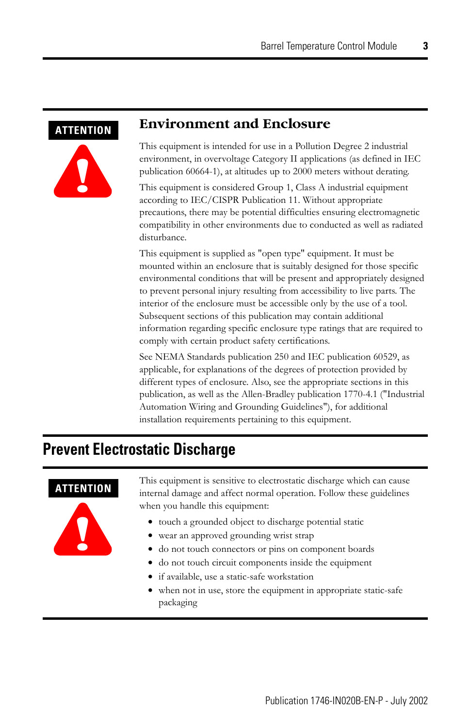**ATTENTION**

### Environment and Enclosure

This equipment is intended for use in a Pollution Degree 2 industrial environment, in overvoltage Category II applications (as defined in IEC publication 60664-1), at altitudes up to 2000 meters without derating.

This equipment is considered Group 1, Class A industrial equipment according to IEC/CISPR Publication 11. Without appropriate precautions, there may be potential difficulties ensuring electromagnetic compatibility in other environments due to conducted as well as radiated disturbance.

This equipment is supplied as "open type" equipment. It must be mounted within an enclosure that is suitably designed for those specific environmental conditions that will be present and appropriately designed to prevent personal injury resulting from accessibility to live parts. The interior of the enclosure must be accessible only by the use of a tool. Subsequent sections of this publication may contain additional information regarding specific enclosure type ratings that are required to comply with certain product safety certifications.

See NEMA Standards publication 250 and IEC publication 60529, as applicable, for explanations of the degrees of protection provided by different types of enclosure. Also, see the appropriate sections in this publication, as well as the Allen-Bradley publication 1770-4.1 ("Industrial Automation Wiring and Grounding Guidelines"), for additional installation requirements pertaining to this equipment.

## Prevent Electrostatic Discharge

**ATTENTION**

This equipment is sensitive to electrostatic discharge which can cause internal damage and affect normal operation. Follow these guidelines when you handle this equipment:

- touch a grounded object to discharge potential static
- wear an approved grounding wrist strap
- do not touch connectors or pins on component boards
- do not touch circuit components inside the equipment
- if available, use a static-safe workstation
- when not in use, store the equipment in appropriate static-safe packaging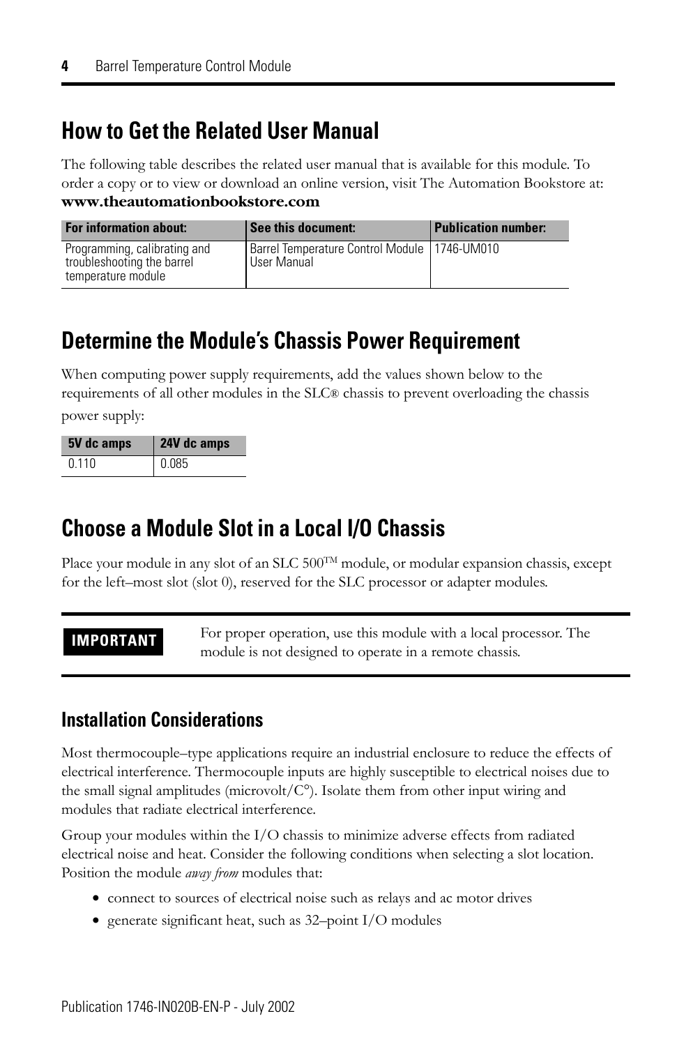# How to Get the Related User Manual

The following table describes the related user manual that is available for this module. To order a copy or to view or download an online version, visit The Automation Bookstore at: **www.theautomationbookstore.com**

| For information about: | See this document: | Publication number: |
|---|---|---|
| Programming, calibrating and troubleshooting the barrel temperature module | Barrel Temperature Control Module User Manual | 1746-UM010 |

# Determine the Module's Chassis Power Requirement

When computing power supply requirements, add the values shown below to the requirements of all other modules in the SLC® chassis to prevent overloading the chassis power supply:

| 5V dc amps | 24V dc amps |
|---|---|
| 0.110 | 0.085 |

# Choose a Module Slot in a Local I/O Chassis

Place your module in any slot of an SLC 500™ module, or modular expansion chassis, except for the left–most slot (slot 0), reserved for the SLC processor or adapter modules.

**IMPORTANT** For proper operation, use this module with a local processor. The module is not designed to operate in a remote chassis.

## Installation Considerations

Most thermocouple–type applications require an industrial enclosure to reduce the effects of electrical interference. Thermocouple inputs are highly susceptible to electrical noises due to the small signal amplitudes (microvolt/C°). Isolate them from other input wiring and modules that radiate electrical interference.

Group your modules within the I/O chassis to minimize adverse effects from radiated electrical noise and heat. Consider the following conditions when selecting a slot location. Position the module *away from* modules that:

- connect to sources of electrical noise such as relays and ac motor drives
- generate significant heat, such as 32–point I/O modules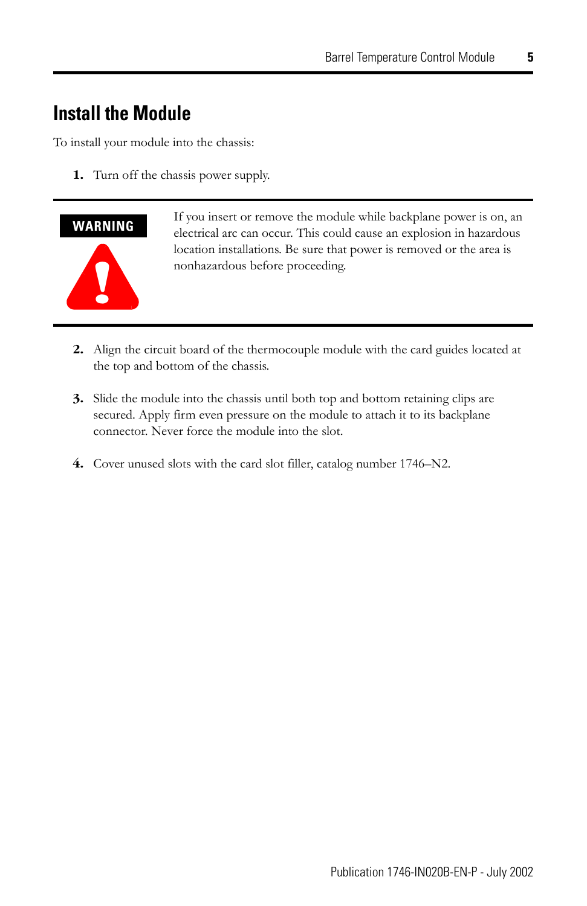## Install the Module

To install your module into the chassis:

1. Turn off the chassis power supply.

**WARNING**

If you insert or remove the module while backplane power is on, an electrical arc can occur. This could cause an explosion in hazardous location installations. Be sure that power is removed or the area is nonhazardous before proceeding.

2. Align the circuit board of the thermocouple module with the card guides located at the top and bottom of the chassis.

3. Slide the module into the chassis until both top and bottom retaining clips are secured. Apply firm even pressure on the module to attach it to its backplane connector. Never force the module into the slot.

4. Cover unused slots with the card slot filler, catalog number 1746–N2.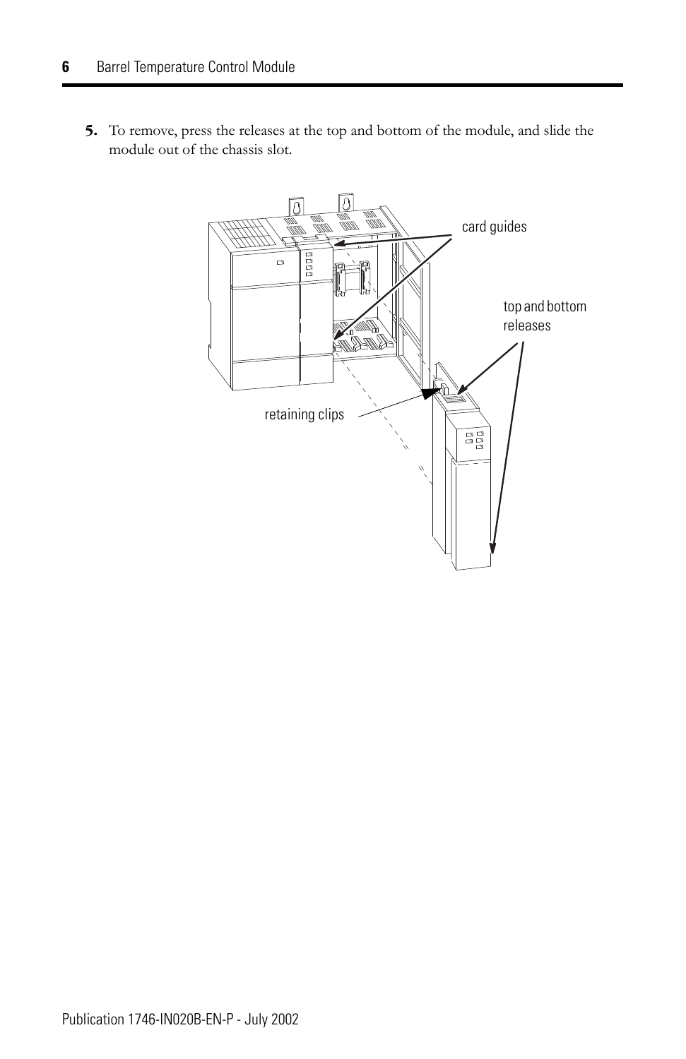5. To remove, press the releases at the top and bottom of the module, and slide the module out of the chassis slot.

card guides

top and bottom releases

retaining clips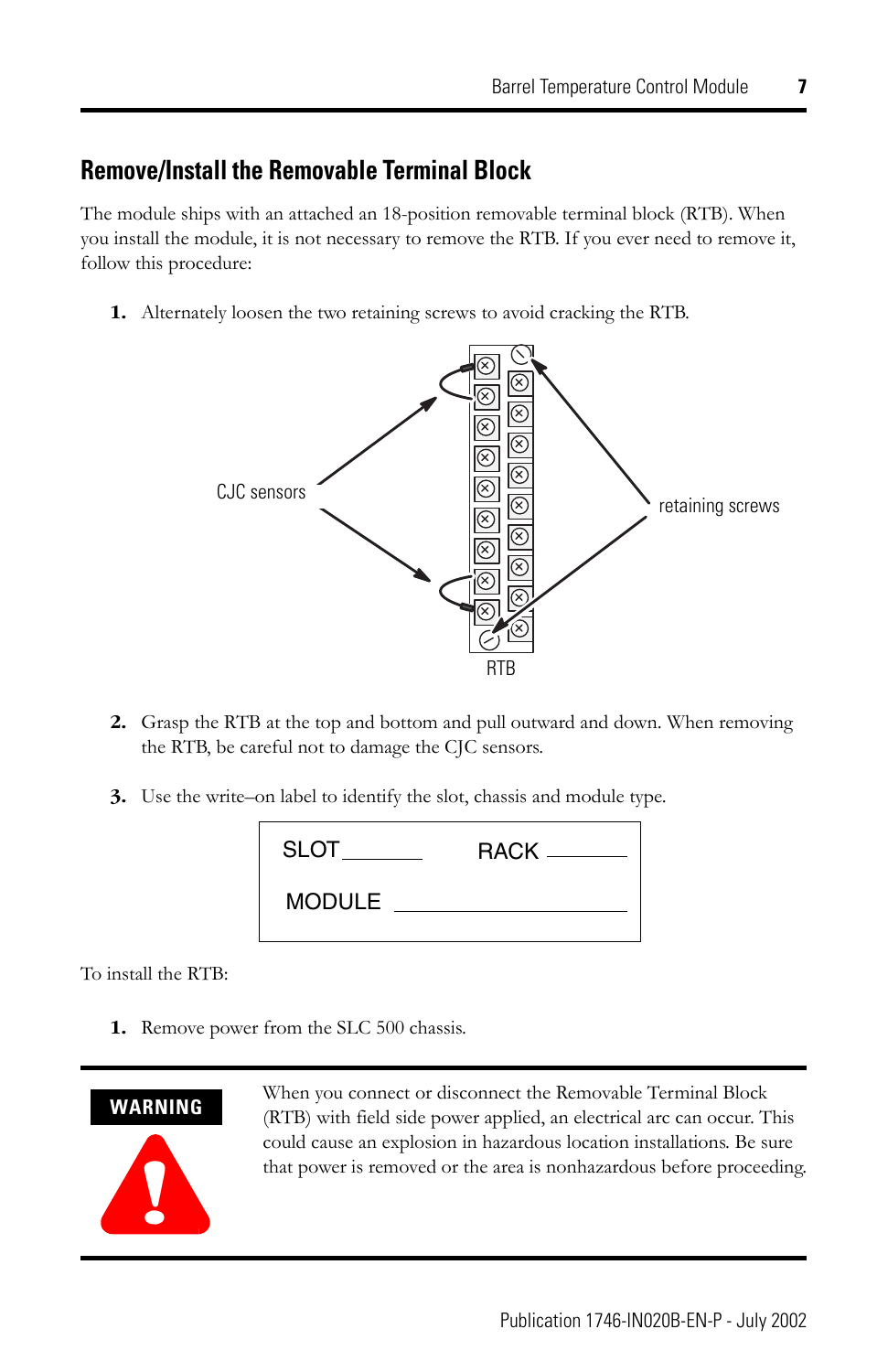## Remove/Install the Removable Terminal Block

The module ships with an attached an 18-position removable terminal block (RTB). When you install the module, it is not necessary to remove the RTB. If you ever need to remove it, follow this procedure:

1. Alternately loosen the two retaining screws to avoid cracking the RTB.

CJC sensors

retaining screws

RTB

2. Grasp the RTB at the top and bottom and pull outward and down. When removing the RTB, be careful not to damage the CJC sensors.

3. Use the write–on label to identify the slot, chassis and module type.

SLOT ________ RACK ________

MODULE ____________________

To install the RTB:

1. Remove power from the SLC 500 chassis.

**WARNING**

When you connect or disconnect the Removable Terminal Block (RTB) with field side power applied, an electrical arc can occur. This could cause an explosion in hazardous location installations. Be sure that power is removed or the area is nonhazardous before proceeding.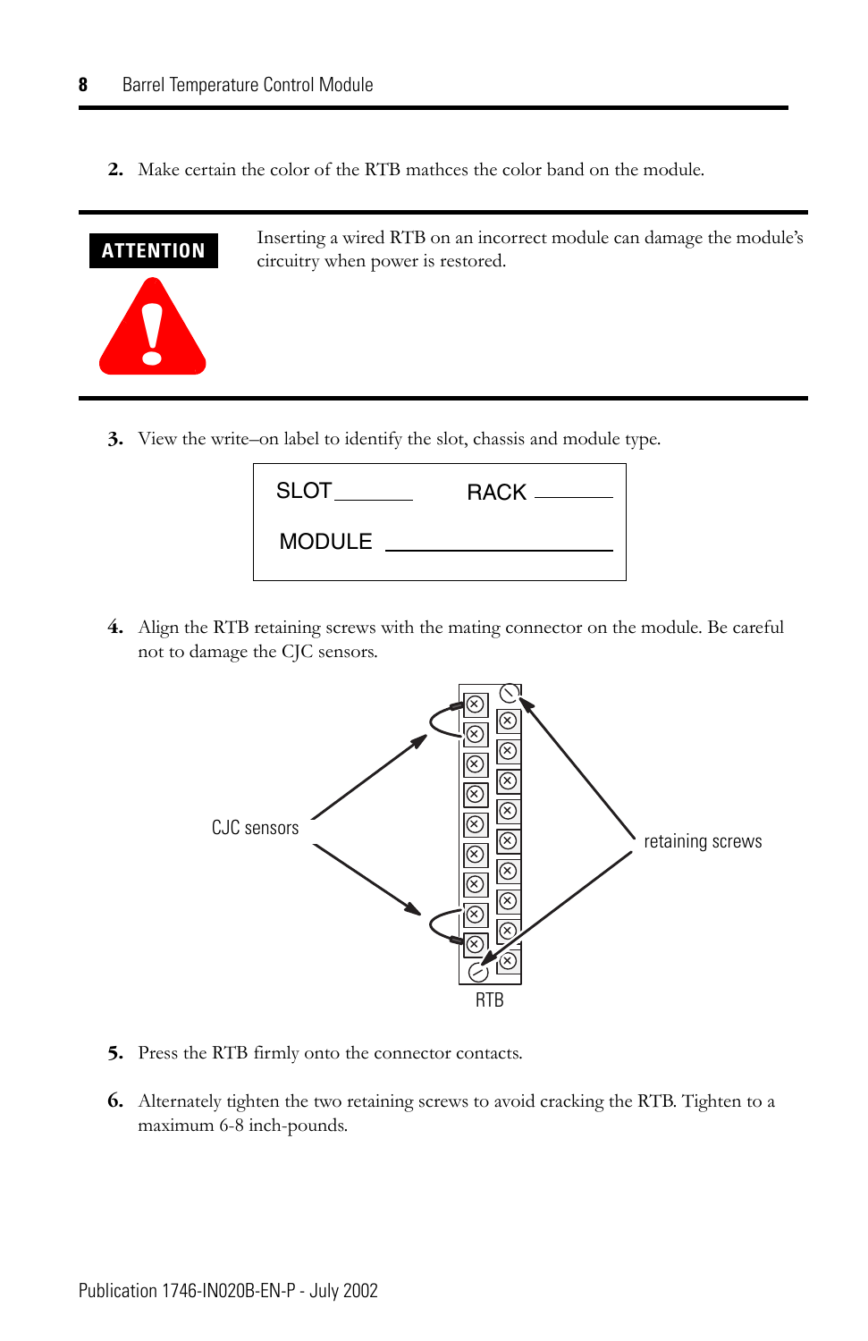2. Make certain the color of the RTB mathces the color band on the module.

**ATTENTION**

Inserting a wired RTB on an incorrect module can damage the module's circuitry when power is restored.

3. View the write–on label to identify the slot, chassis and module type.

| SLOT ________ | RACK ________ |
|---|---|
| MODULE ________________ | |

4. Align the RTB retaining screws with the mating connector on the module. Be careful not to damage the CJC sensors.

CJC sensors

retaining screws

RTB

5. Press the RTB firmly onto the connector contacts.

6. Alternately tighten the two retaining screws to avoid cracking the RTB. Tighten to a maximum 6-8 inch-pounds.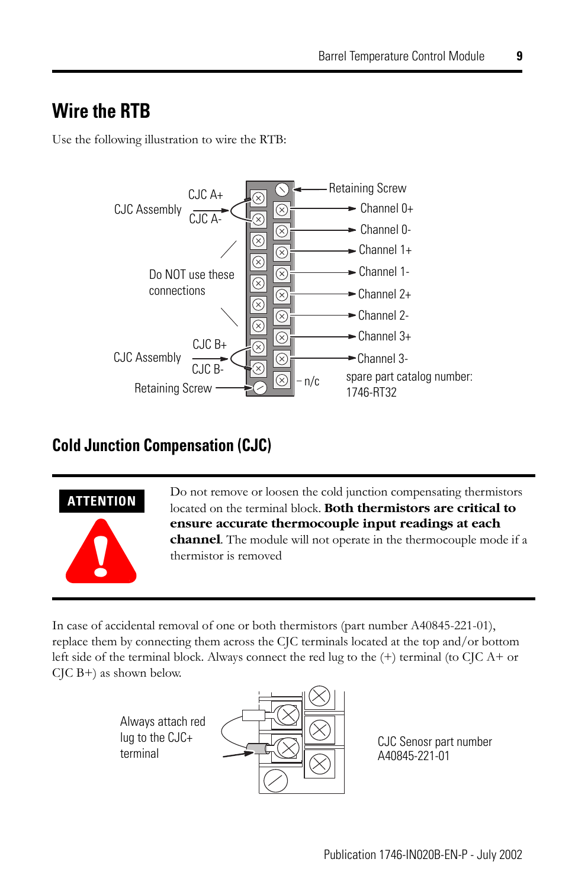# Wire the RTB

Use the following illustration to wire the RTB:

CJC A+
CJC Assembly
CJC A-
Do NOT use these connections
CJC B+
CJC Assembly
CJC B-
Retaining Screw
Retaining Screw
Channel 0+
Channel 0-
Channel 1+
Channel 1-
Channel 2+
Channel 2-
Channel 3+
Channel 3-
n/c
spare part catalog number: 1746-RT32

## Cold Junction Compensation (CJC)

**ATTENTION**

Do not remove or loosen the cold junction compensating thermistors located on the terminal block. **Both thermistors are critical to ensure accurate thermocouple input readings at each channel**. The module will not operate in the thermocouple mode if a thermistor is removed

In case of accidental removal of one or both thermistors (part number A40845-221-01), replace them by connecting them across the CJC terminals located at the top and/or bottom left side of the terminal block. Always connect the red lug to the (+) terminal (to CJC A+ or CJC B+) as shown below.

Always attach red lug to the CJC+ terminal

CJC Senosr part number A40845-221-01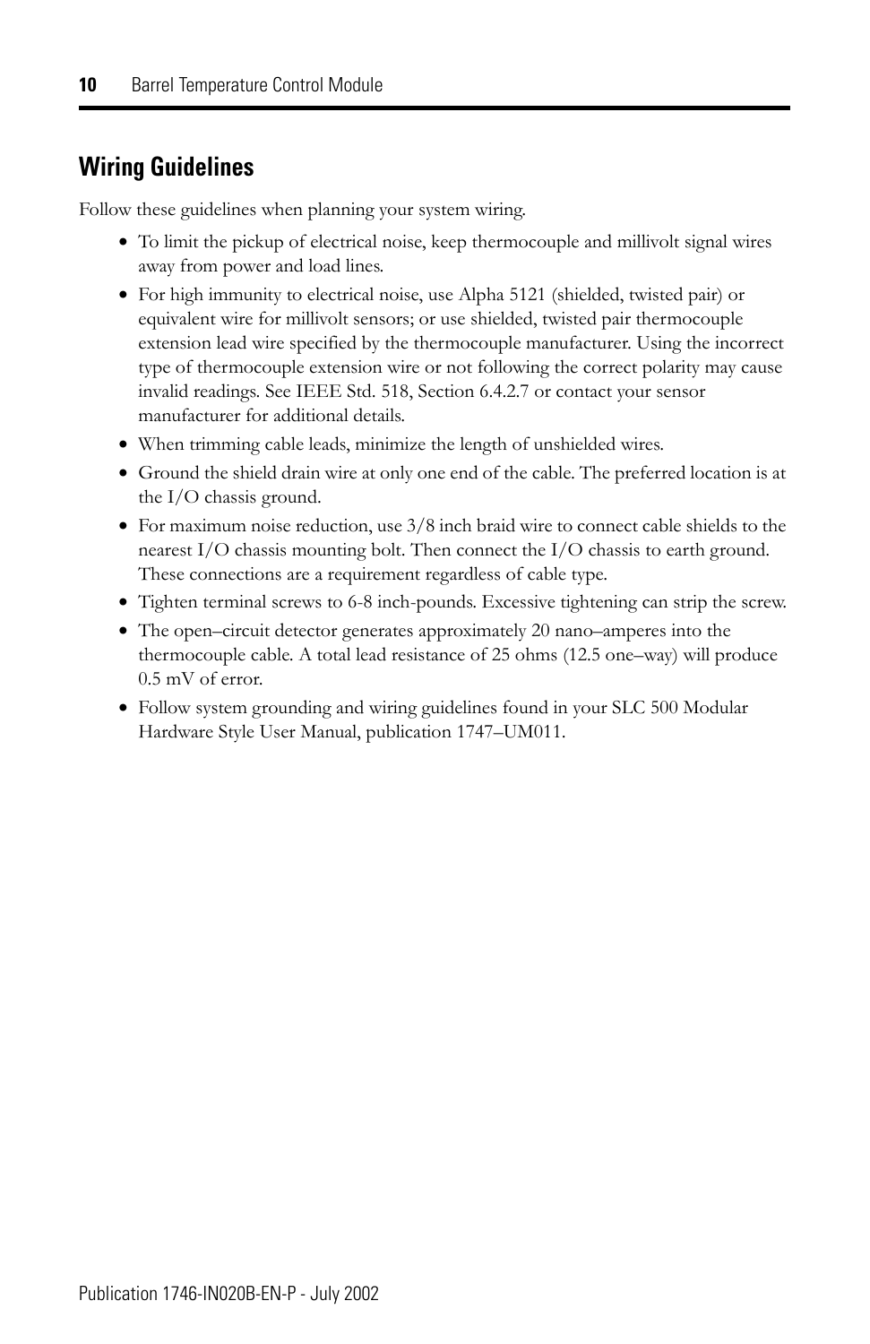## Wiring Guidelines

Follow these guidelines when planning your system wiring.

- To limit the pickup of electrical noise, keep thermocouple and millivolt signal wires away from power and load lines.
- For high immunity to electrical noise, use Alpha 5121 (shielded, twisted pair) or equivalent wire for millivolt sensors; or use shielded, twisted pair thermocouple extension lead wire specified by the thermocouple manufacturer. Using the incorrect type of thermocouple extension wire or not following the correct polarity may cause invalid readings. See IEEE Std. 518, Section 6.4.2.7 or contact your sensor manufacturer for additional details.
- When trimming cable leads, minimize the length of unshielded wires.
- Ground the shield drain wire at only one end of the cable. The preferred location is at the I/O chassis ground.
- For maximum noise reduction, use 3/8 inch braid wire to connect cable shields to the nearest I/O chassis mounting bolt. Then connect the I/O chassis to earth ground. These connections are a requirement regardless of cable type.
- Tighten terminal screws to 6-8 inch-pounds. Excessive tightening can strip the screw.
- The open–circuit detector generates approximately 20 nano–amperes into the thermocouple cable. A total lead resistance of 25 ohms (12.5 one–way) will produce 0.5 mV of error.
- Follow system grounding and wiring guidelines found in your SLC 500 Modular Hardware Style User Manual, publication 1747–UM011.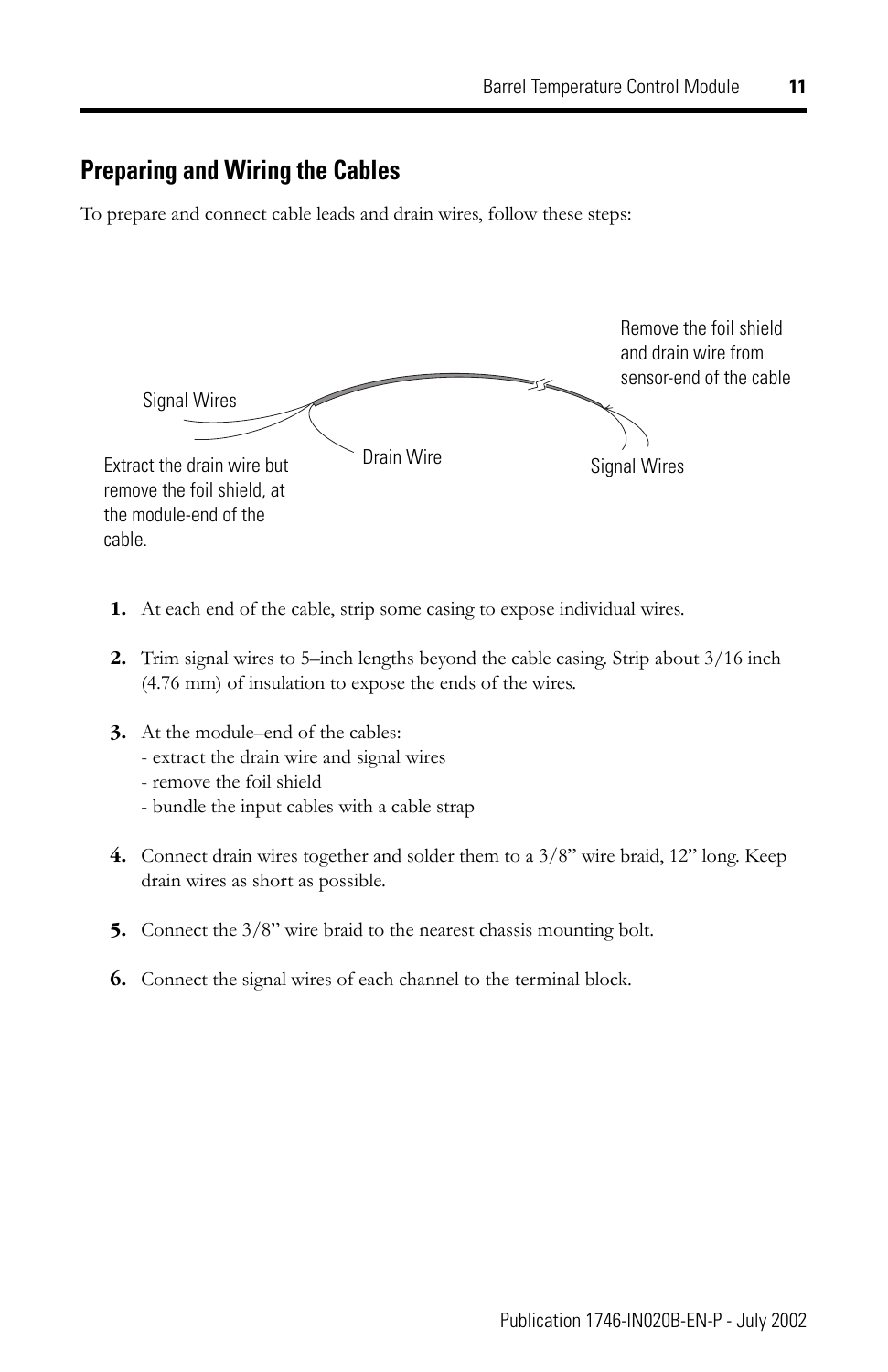## Preparing and Wiring the Cables

To prepare and connect cable leads and drain wires, follow these steps:

Signal Wires

Extract the drain wire but remove the foil shield, at the module-end of the cable.

Drain Wire

Remove the foil shield and drain wire from sensor-end of the cable

Signal Wires

1. At each end of the cable, strip some casing to expose individual wires.
2. Trim signal wires to 5–inch lengths beyond the cable casing. Strip about 3/16 inch (4.76 mm) of insulation to expose the ends of the wires.
3. At the module–end of the cables:
   - extract the drain wire and signal wires
   - remove the foil shield
   - bundle the input cables with a cable strap
4. Connect drain wires together and solder them to a 3/8” wire braid, 12” long. Keep drain wires as short as possible.
5. Connect the 3/8” wire braid to the nearest chassis mounting bolt.
6. Connect the signal wires of each channel to the terminal block.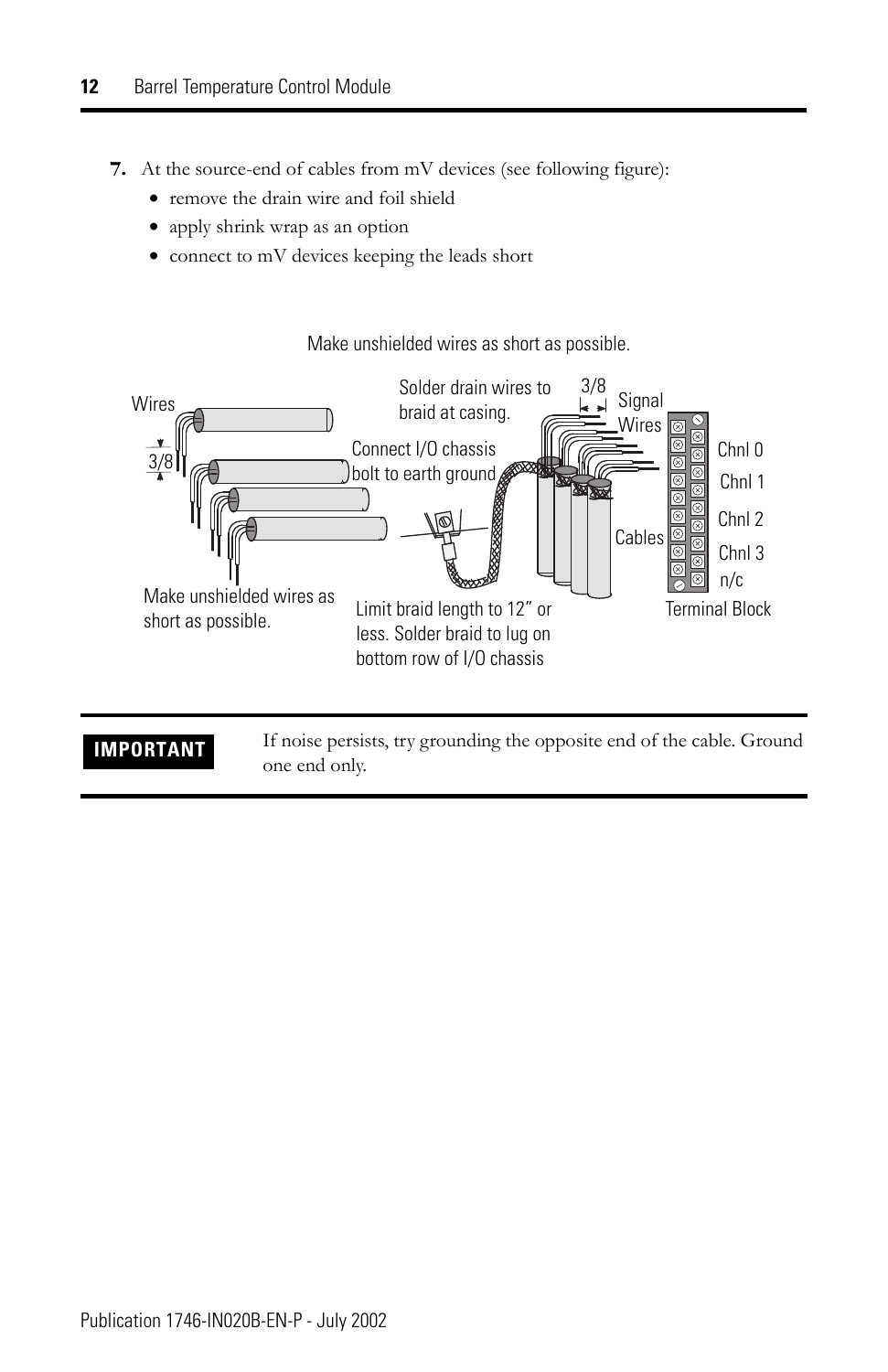7. At the source-end of cables from mV devices (see following figure):
   - remove the drain wire and foil shield
   - apply shrink wrap as an option
   - connect to mV devices keeping the leads short

Make unshielded wires as short as possible.

Wires

3/8

Make unshielded wires as short as possible.

Solder drain wires to braid at casing.

Connect I/O chassis bolt to earth ground

Limit braid length to 12" or less. Solder braid to lug on bottom row of I/O chassis

3/8

Signal Wires

Cables

Chnl 0

Chnl 1

Chnl 2

Chnl 3

n/c

Terminal Block

| **IMPORTANT** | If noise persists, try grounding the opposite end of the cable. Ground one end only. |
|---|---|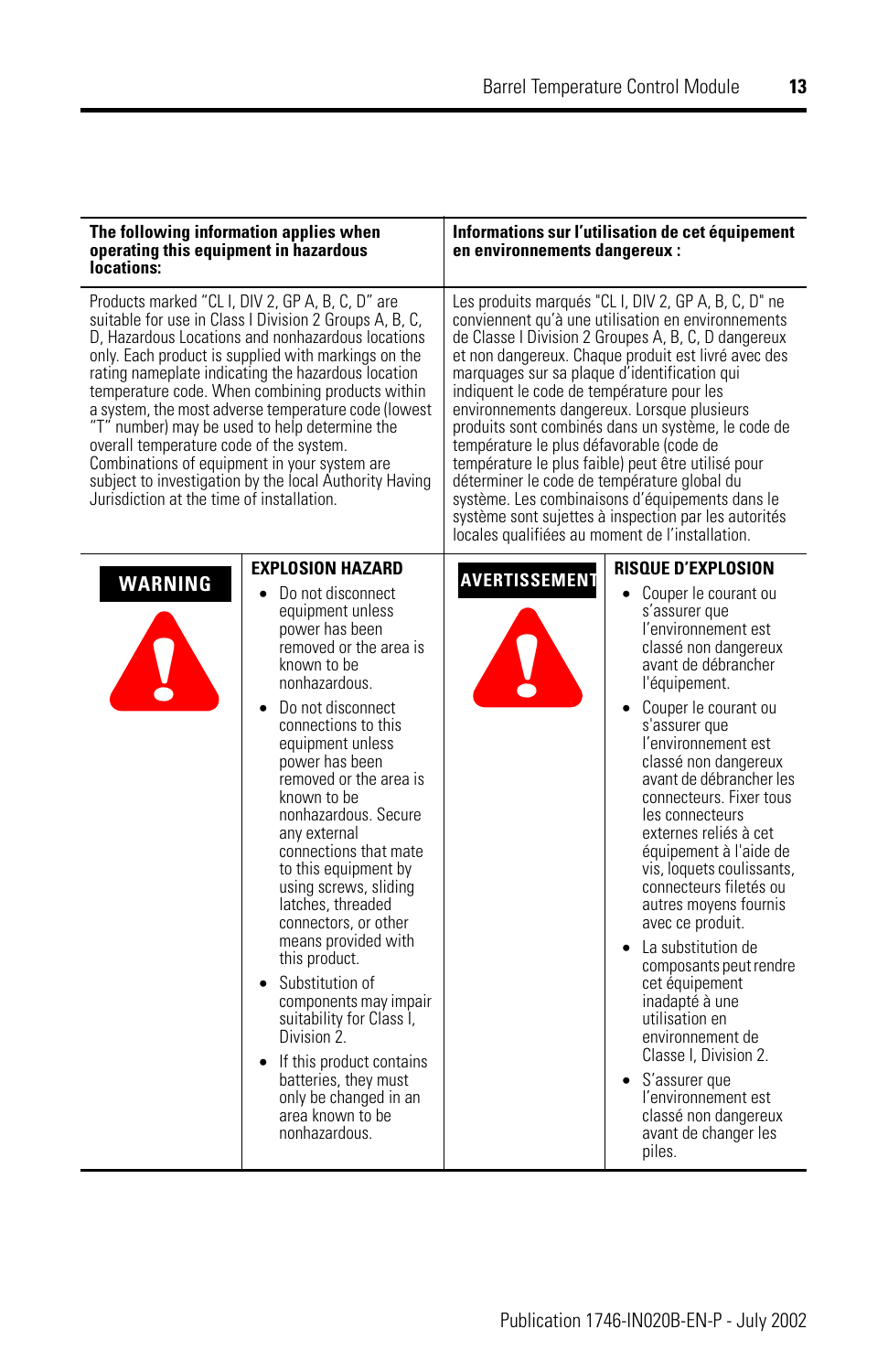| The following information applies when operating this equipment in hazardous locations: | Informations sur l'utilisation de cet équipement en environnements dangereux : |
|---|---|
| Products marked "CL I, DIV 2, GP A, B, C, D" are suitable for use in Class I Division 2 Groups A, B, C, D, Hazardous Locations and nonhazardous locations only. Each product is supplied with markings on the rating nameplate indicating the hazardous location temperature code. When combining products within a system, the most adverse temperature code (lowest "T" number) may be used to help determine the overall temperature code of the system. Combinations of equipment in your system are subject to investigation by the local Authority Having Jurisdiction at the time of installation. | Les produits marqués "CL I, DIV 2, GP A, B, C, D" ne conviennent qu'à une utilisation en environnements de Classe I Division 2 Groupes A, B, C, D dangereux et non dangereux. Chaque produit est livré avec des marquages sur sa plaque d'identification qui indiquent le code de température pour les environnements dangereux. Lorsque plusieurs produits sont combinés dans un système, le code de température le plus défavorable (code de température le plus faible) peut être utilisé pour déterminer le code de température global du système. Les combinaisons d'équipements dans le système sont sujettes à inspection par les autorités locales qualifiées au moment de l'installation. |

| | | | |
|---|---|---|---|
| **WARNING** | **EXPLOSION HAZARD**<br>• Do not disconnect equipment unless power has been removed or the area is known to be nonhazardous.<br>• Do not disconnect connections to this equipment unless power has been removed or the area is known to be nonhazardous. Secure any external connections that mate to this equipment by using screws, sliding latches, threaded connectors, or other means provided with this product.<br>• Substitution of components may impair suitability for Class I, Division 2.<br>• If this product contains batteries, they must only be changed in an area known to be nonhazardous. | **AVERTISSEMENT** | **RISQUE D'EXPLOSION**<br>• Couper le courant ou s'assurer que l'environnement est classé non dangereux avant de débrancher l'équipement.<br>• Couper le courant ou s'assurer que l'environnement est classé non dangereux avant de débrancher les connecteurs. Fixer tous les connecteurs externes reliés à cet équipement à l'aide de vis, loquets coulissants, connecteurs filetés ou autres moyens fournis avec ce produit.<br>• La substitution de composants peut rendre cet équipement inadapté à une utilisation en environnement de Classe I, Division 2.<br>• S'assurer que l'environnement est classé non dangereux avant de changer les piles. |

Publication 1746-IN020B-EN-P - July 2002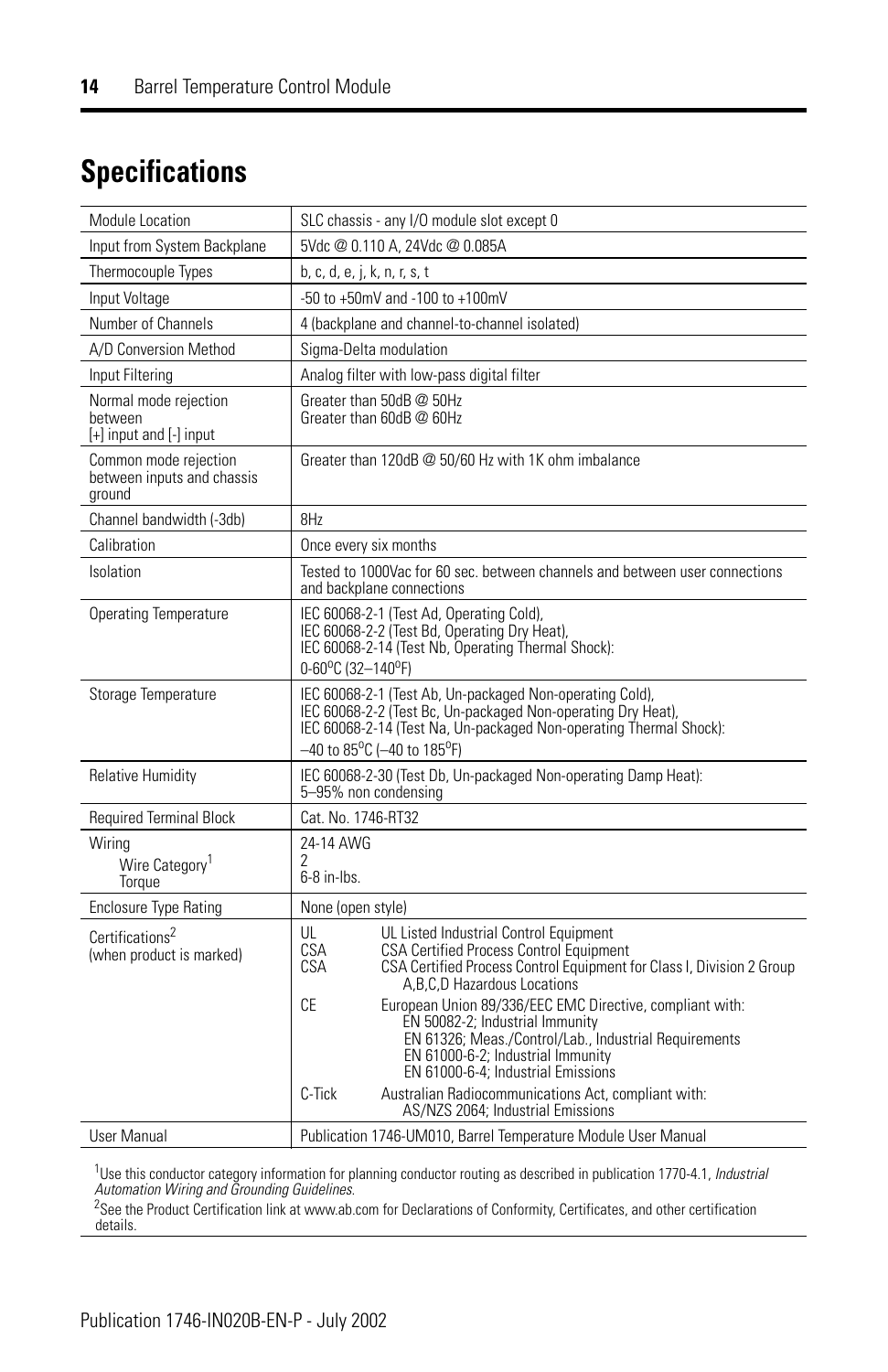# Specifications

| | |
|---|---|
| Module Location | SLC chassis - any I/O module slot except 0 |
| Input from System Backplane | 5Vdc @ 0.110 A, 24Vdc @ 0.085A |
| Thermocouple Types | b, c, d, e, j, k, n, r, s, t |
| Input Voltage | -50 to +50mV and -100 to +100mV |
| Number of Channels | 4 (backplane and channel-to-channel isolated) |
| A/D Conversion Method | Sigma-Delta modulation |
| Input Filtering | Analog filter with low-pass digital filter |
| Normal mode rejection between [+] input and [-] input | Greater than 50dB @ 50Hz<br>Greater than 60dB @ 60Hz |
| Common mode rejection between inputs and chassis ground | Greater than 120dB @ 50/60 Hz with 1K ohm imbalance |
| Channel bandwidth (-3db) | 8Hz |
| Calibration | Once every six months |
| Isolation | Tested to 1000Vac for 60 sec. between channels and between user connections and backplane connections |
| Operating Temperature | IEC 60068-2-1 (Test Ad, Operating Cold),<br>IEC 60068-2-2 (Test Bd, Operating Dry Heat),<br>IEC 60068-2-14 (Test Nb, Operating Thermal Shock):<br>0-60°C (32–140°F) |
| Storage Temperature | IEC 60068-2-1 (Test Ab, Un-packaged Non-operating Cold),<br>IEC 60068-2-2 (Test Bc, Un-packaged Non-operating Dry Heat),<br>IEC 60068-2-14 (Test Na, Un-packaged Non-operating Thermal Shock):<br>–40 to 85°C (–40 to 185°F) |
| Relative Humidity | IEC 60068-2-30 (Test Db, Un-packaged Non-operating Damp Heat):<br>5–95% non condensing |
| Required Terminal Block | Cat. No. 1746-RT32 |
| Wiring<br>Wire Category[1]<br>Torque | 24-14 AWG<br>2<br>6-8 in-lbs. |
| Enclosure Type Rating | None (open style) |
| Certifications[2] (when product is marked) | UL — UL Listed Industrial Control Equipment<br>CSA — CSA Certified Process Control Equipment<br>CSA — CSA Certified Process Control Equipment for Class I, Division 2 Group A,B,C,D Hazardous Locations<br>CE — European Union 89/336/EEC EMC Directive, compliant with: EN 50082-2; Industrial Immunity; EN 61326; Meas./Control/Lab., Industrial Requirements; EN 61000-6-2; Industrial Immunity; EN 61000-6-4; Industrial Emissions<br>C-Tick — Australian Radiocommunications Act, compliant with: AS/NZS 2064; Industrial Emissions |
| User Manual | Publication 1746-UM010, Barrel Temperature Module User Manual |

[1] Use this conductor category information for planning conductor routing as described in publication 1770-4.1, *Industrial Automation Wiring and Grounding Guidelines*.

[2] See the Product Certification link at www.ab.com for Declarations of Conformity, Certificates, and other certification details.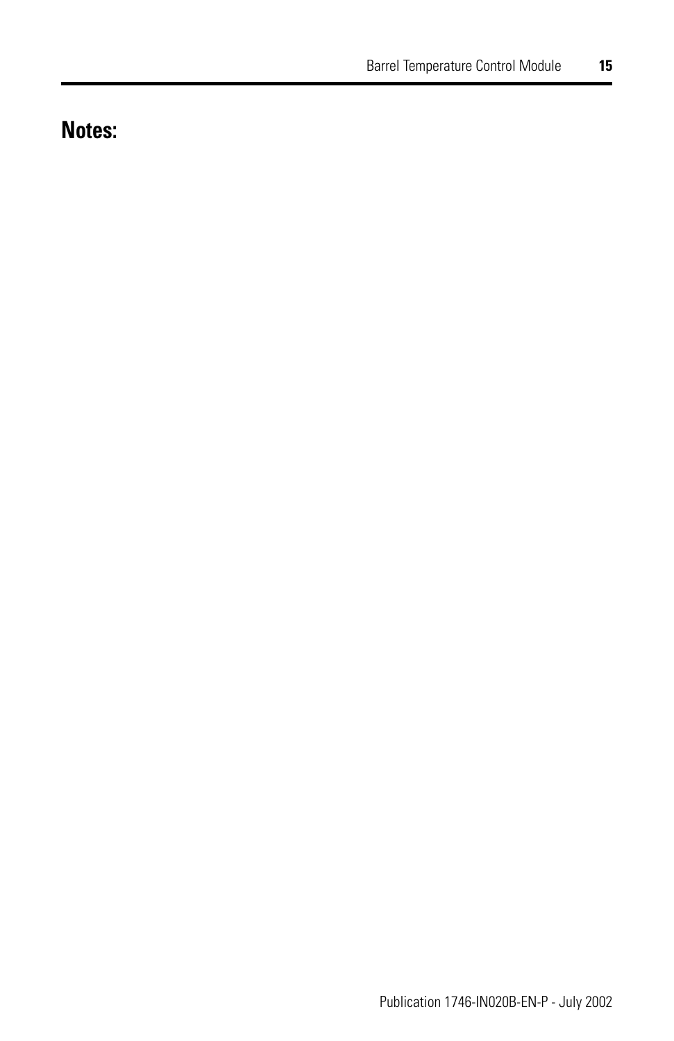# Notes: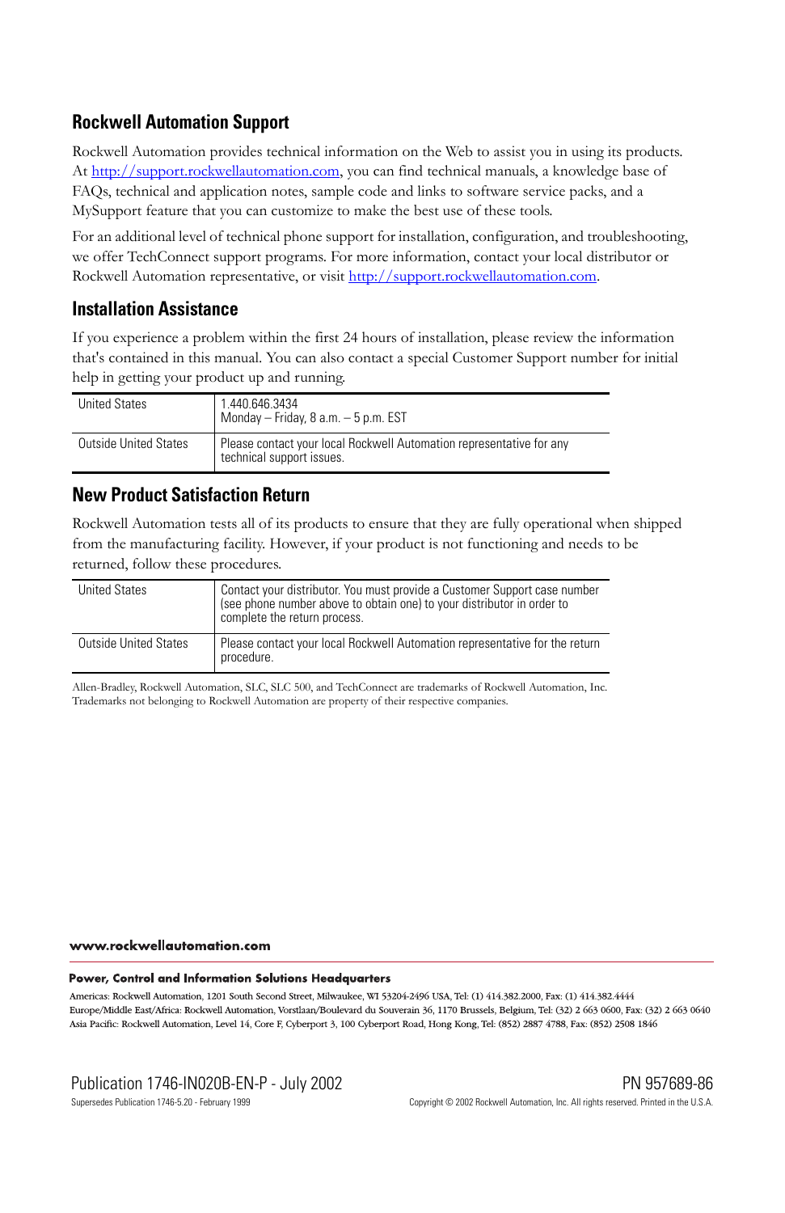## Rockwell Automation Support

Rockwell Automation provides technical information on the Web to assist you in using its products. At http://support.rockwellautomation.com, you can find technical manuals, a knowledge base of FAQs, technical and application notes, sample code and links to software service packs, and a MySupport feature that you can customize to make the best use of these tools.

For an additional level of technical phone support for installation, configuration, and troubleshooting, we offer TechConnect support programs. For more information, contact your local distributor or Rockwell Automation representative, or visit http://support.rockwellautomation.com.

## Installation Assistance

If you experience a problem within the first 24 hours of installation, please review the information that's contained in this manual. You can also contact a special Customer Support number for initial help in getting your product up and running.

| | |
|---|---|
| United States | 1.440.646.3434<br>Monday – Friday, 8 a.m. – 5 p.m. EST |
| Outside United States | Please contact your local Rockwell Automation representative for any technical support issues. |

## New Product Satisfaction Return

Rockwell Automation tests all of its products to ensure that they are fully operational when shipped from the manufacturing facility. However, if your product is not functioning and needs to be returned, follow these procedures.

| | |
|---|---|
| United States | Contact your distributor. You must provide a Customer Support case number (see phone number above to obtain one) to your distributor in order to complete the return process. |
| Outside United States | Please contact your local Rockwell Automation representative for the return procedure. |

Allen-Bradley, Rockwell Automation, SLC, SLC 500, and TechConnect are trademarks of Rockwell Automation, Inc.
Trademarks not belonging to Rockwell Automation are property of their respective companies.

**www.rockwellautomation.com**

**Power, Control and Information Solutions Headquarters**

Americas: Rockwell Automation, 1201 South Second Street, Milwaukee, WI 53204-2496 USA, Tel: (1) 414.382.2000, Fax: (1) 414.382.4444
Europe/Middle East/Africa: Rockwell Automation, Vorstlaan/Boulevard du Souverain 36, 1170 Brussels, Belgium, Tel: (32) 2 663 0600, Fax: (32) 2 663 0640
Asia Pacific: Rockwell Automation, Level 14, Core F, Cyberport 3, 100 Cyberport Road, Hong Kong, Tel: (852) 2887 4788, Fax: (852) 2508 1846

Publication 1746-IN020B-EN-P - July 2002 PN 957689-86

Supersedes Publication 1746-5.20 - February 1999

Copyright © 2002 Rockwell Automation, Inc. All rights reserved. Printed in the U.S.A.